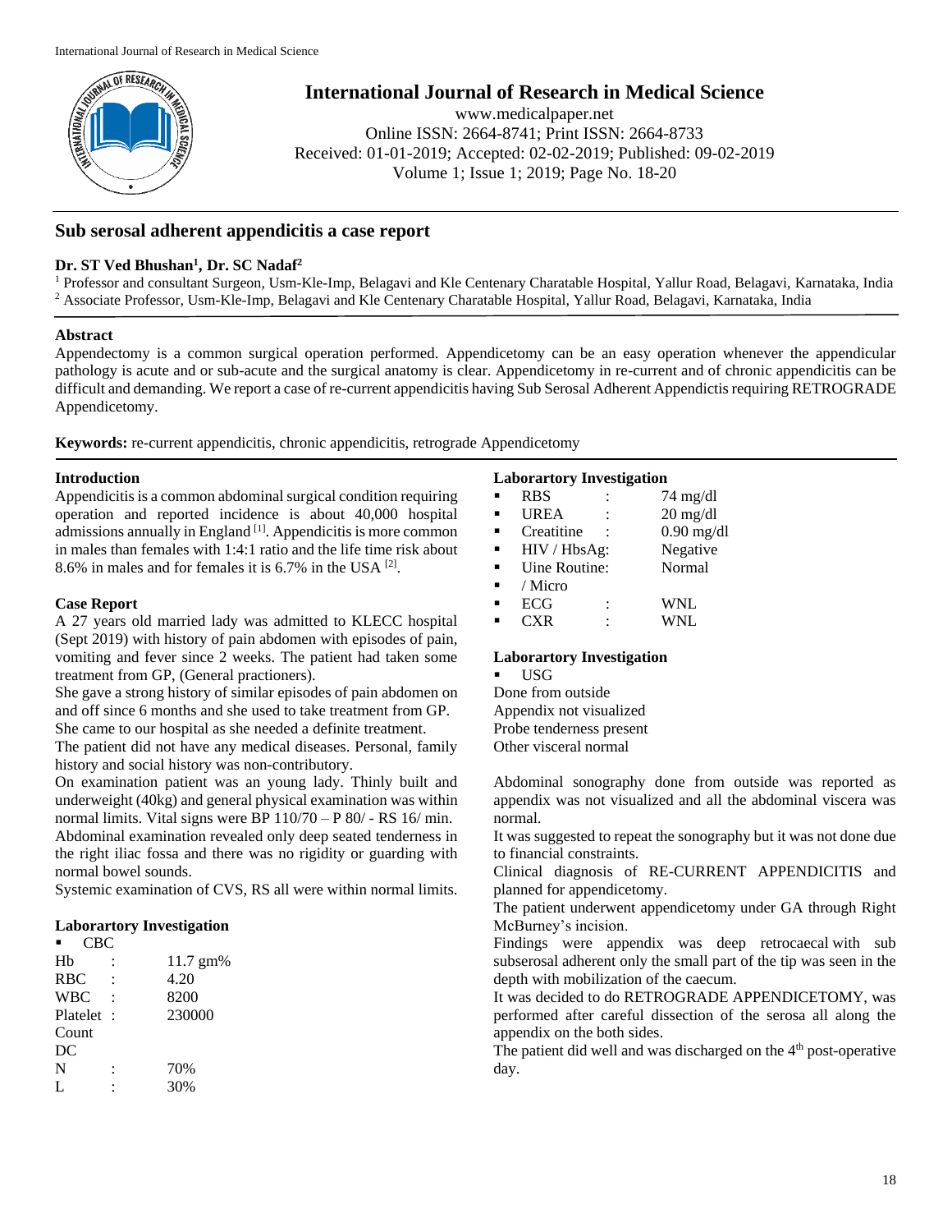# Sub serosal adherent appendicitis a case report

**Dr. ST Ved Bhushan[1], Dr. SC Nadaf[2]**

[1] Professor and consultant Surgeon, Usm-Kle-Imp, Belagavi and Kle Centenary Charatable Hospital, Yallur Road, Belagavi, Karnataka, India
[2] Associate Professor, Usm-Kle-Imp, Belagavi and Kle Centenary Charatable Hospital, Yallur Road, Belagavi, Karnataka, India

## Abstract

Appendectomy is a common surgical operation performed. Appendicetomy can be an easy operation whenever the appendicular pathology is acute and or sub-acute and the surgical anatomy is clear. Appendicetomy in re-current and of chronic appendicitis can be difficult and demanding. We report a case of re-current appendicitis having Sub Serosal Adherent Appendictis requiring RETROGRADE Appendicetomy.

**Keywords:** re-current appendicitis, chronic appendicitis, retrograde Appendicetomy

## Introduction

Appendicitis is a common abdominal surgical condition requiring operation and reported incidence is about 40,000 hospital admissions annually in England [1]. Appendicitis is more common in males than females with 1:4:1 ratio and the life time risk about 8.6% in males and for females it is 6.7% in the USA [2].

## Case Report

A 27 years old married lady was admitted to KLECC hospital (Sept 2019) with history of pain abdomen with episodes of pain, vomiting and fever since 2 weeks. The patient had taken some treatment from GP, (General practioners).

She gave a strong history of similar episodes of pain abdomen on and off since 6 months and she used to take treatment from GP.

She came to our hospital as she needed a definite treatment.

The patient did not have any medical diseases. Personal, family history and social history was non-contributory.

On examination patient was an young lady. Thinly built and underweight (40kg) and general physical examination was within normal limits. Vital signs were BP 110/70 – P 80/ - RS 16/ min.

Abdominal examination revealed only deep seated tenderness in the right iliac fossa and there was no rigidity or guarding with normal bowel sounds.

Systemic examination of CVS, RS all were within normal limits.

### Laborartory Investigation

- CBC

| | | |
|---|---|---|
| Hb | : | 11.7 gm% |
| RBC | : | 4.20 |
| WBC | : | 8200 |
| Platelet Count | : | 230000 |
| DC | | |
| N | : | 70% |
| L | : | 30% |

### Laborartory Investigation

- RBS : 74 mg/dl
- UREA : 20 mg/dl
- Creatitine : 0.90 mg/dl
- HIV / HbsAg: Negative
- Uine Routine: Normal
- / Micro
- ECG : WNL
- CXR : WNL

### Laborartory Investigation

- USG

Done from outside
Appendix not visualized
Probe tenderness present
Other visceral normal

Abdominal sonography done from outside was reported as appendix was not visualized and all the abdominal viscera was normal.

It was suggested to repeat the sonography but it was not done due to financial constraints.

Clinical diagnosis of RE-CURRENT APPENDICITIS and planned for appendicetomy.

The patient underwent appendicetomy under GA through Right McBurney's incision.

Findings were appendix was deep retrocaecal with sub subserosal adherent only the small part of the tip was seen in the depth with mobilization of the caecum.

It was decided to do RETROGRADE APPENDICETOMY, was performed after careful dissection of the serosa all along the appendix on the both sides.

The patient did well and was discharged on the 4th post-operative day.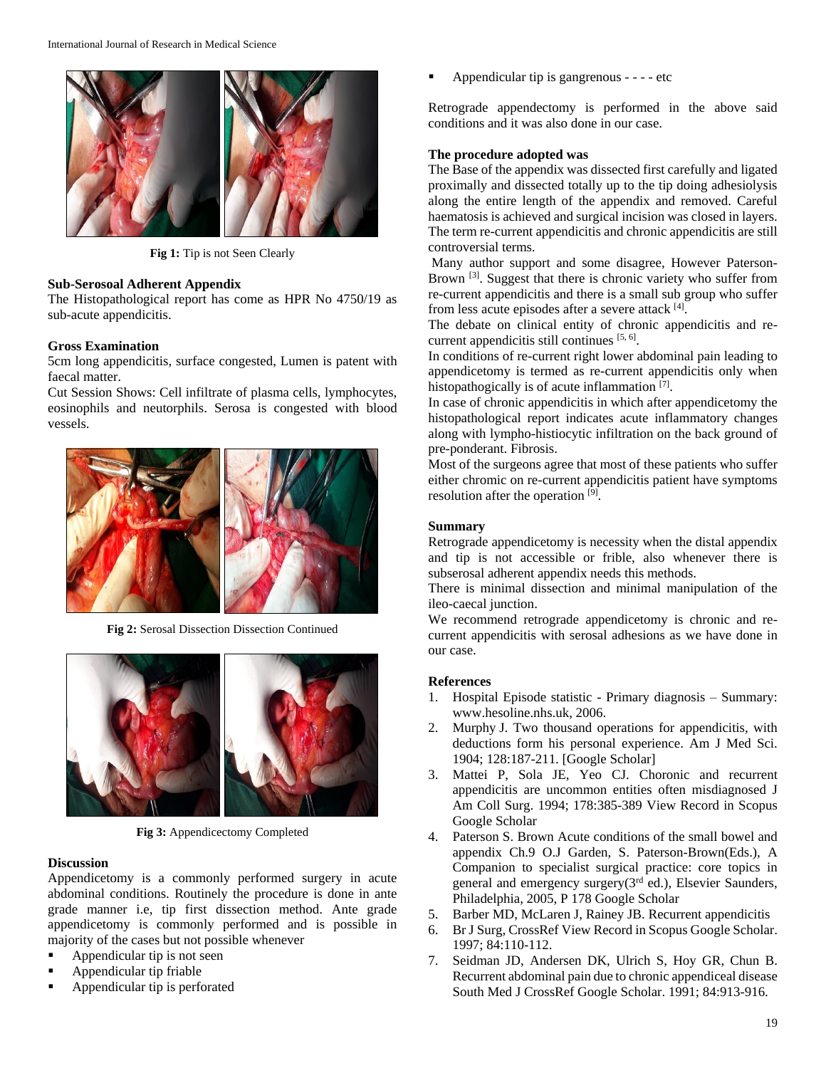Fig 1: Tip is not Seen Clearly

### Sub-Serosoal Adherent Appendix

The Histopathological report has come as HPR No 4750/19 as sub-acute appendicitis.

### Gross Examination

5cm long appendicitis, surface congested, Lumen is patent with faecal matter.

Cut Session Shows: Cell infiltrate of plasma cells, lymphocytes, eosinophils and neutorphils. Serosa is congested with blood vessels.

Fig 2: Serosal Dissection Dissection Continued

Fig 3: Appendicectomy Completed

### Discussion

Appendicetomy is a commonly performed surgery in acute abdominal conditions. Routinely the procedure is done in ante grade manner i.e, tip first dissection method. Ante grade appendicetomy is commonly performed and is possible in majority of the cases but not possible whenever

- Appendicular tip is not seen
- Appendicular tip friable
- Appendicular tip is perforated
- Appendicular tip is gangrenous - - - - etc

Retrograde appendectomy is performed in the above said conditions and it was also done in our case.

### The procedure adopted was

The Base of the appendix was dissected first carefully and ligated proximally and dissected totally up to the tip doing adhesiolysis along the entire length of the appendix and removed. Careful haematosis is achieved and surgical incision was closed in layers. The term re-current appendicitis and chronic appendicitis are still controversial terms.

Many author support and some disagree, However Paterson-Brown [3]. Suggest that there is chronic variety who suffer from re-current appendicitis and there is a small sub group who suffer from less acute episodes after a severe attack [4].

The debate on clinical entity of chronic appendicitis and re-current appendicitis still continues [5, 6].

In conditions of re-current right lower abdominal pain leading to appendicetomy is termed as re-current appendicitis only when histopathogically is of acute inflammation [7].

In case of chronic appendicitis in which after appendicetomy the histopathological report indicates acute inflammatory changes along with lympho-histiocytic infiltration on the back ground of pre-ponderant. Fibrosis.

Most of the surgeons agree that most of these patients who suffer either chromic on re-current appendicitis patient have symptoms resolution after the operation [9].

### Summary

Retrograde appendicetomy is necessity when the distal appendix and tip is not accessible or frible, also whenever there is subserosal adherent appendix needs this methods.

There is minimal dissection and minimal manipulation of the ileo-caecal junction.

We recommend retrograde appendicetomy is chronic and re-current appendicitis with serosal adhesions as we have done in our case.

### References

1. Hospital Episode statistic - Primary diagnosis – Summary: www.hesoline.nhs.uk, 2006.
2. Murphy J. Two thousand operations for appendicitis, with deductions form his personal experience. Am J Med Sci. 1904; 128:187-211. [Google Scholar]
3. Mattei P, Sola JE, Yeo CJ. Choronic and recurrent appendicitis are uncommon entities often misdiagnosed J Am Coll Surg. 1994; 178:385-389 View Record in Scopus Google Scholar
4. Paterson S. Brown Acute conditions of the small bowel and appendix Ch.9 O.J Garden, S. Paterson-Brown(Eds.), A Companion to specialist surgical practice: core topics in general and emergency surgery(3rd ed.), Elsevier Saunders, Philadelphia, 2005, P 178 Google Scholar
5. Barber MD, McLaren J, Rainey JB. Recurrent appendicitis
6. Br J Surg, CrossRef View Record in Scopus Google Scholar. 1997; 84:110-112.
7. Seidman JD, Andersen DK, Ulrich S, Hoy GR, Chun B. Recurrent abdominal pain due to chronic appendiceal disease South Med J CrossRef Google Scholar. 1991; 84:913-916.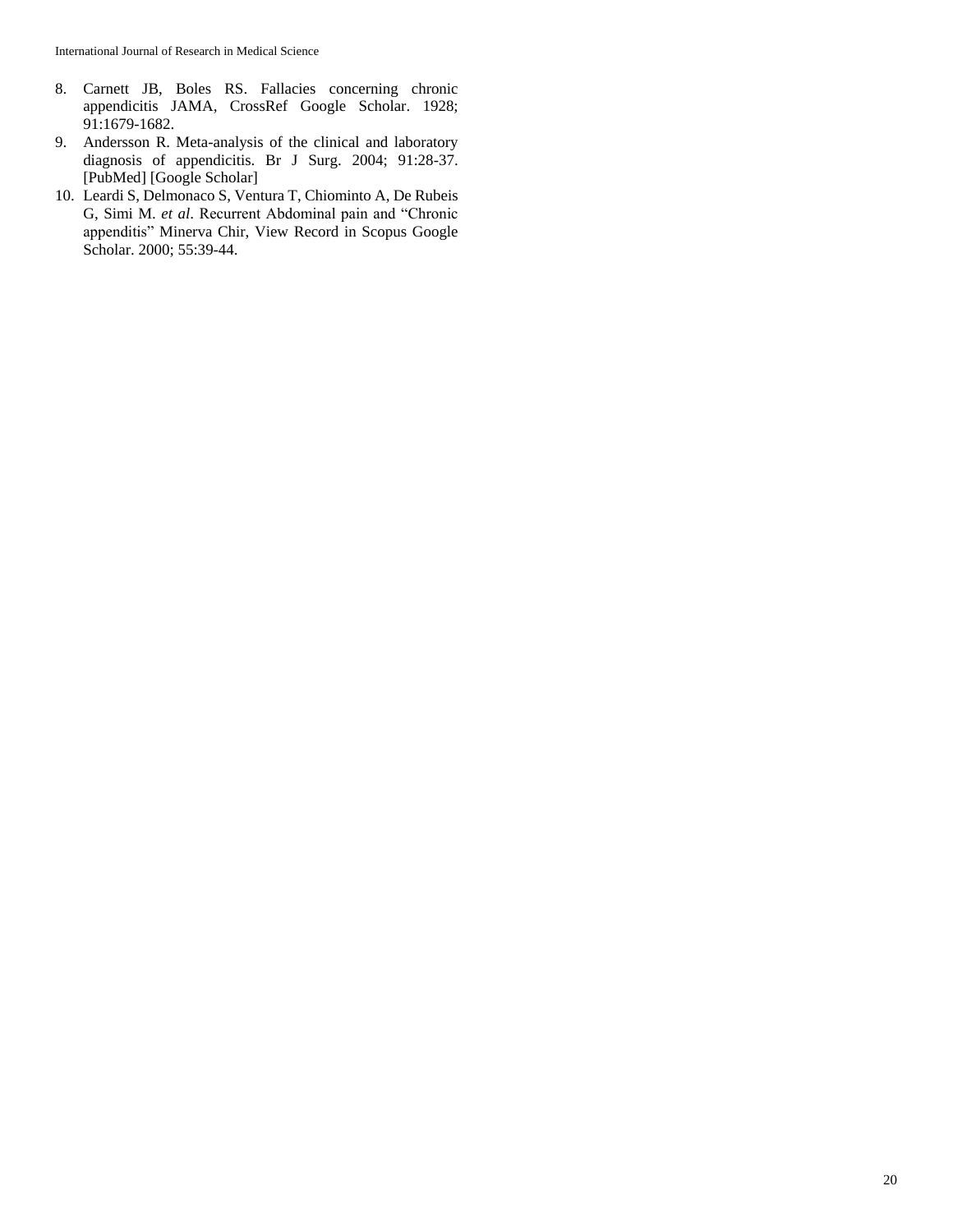8. Carnett JB, Boles RS. Fallacies concerning chronic appendicitis JAMA, CrossRef Google Scholar. 1928; 91:1679-1682.
9. Andersson R. Meta-analysis of the clinical and laboratory diagnosis of appendicitis. Br J Surg. 2004; 91:28-37. [PubMed] [Google Scholar]
10. Leardi S, Delmonaco S, Ventura T, Chiominto A, De Rubeis G, Simi M. *et al*. Recurrent Abdominal pain and "Chronic appenditis" Minerva Chir, View Record in Scopus Google Scholar. 2000; 55:39-44.